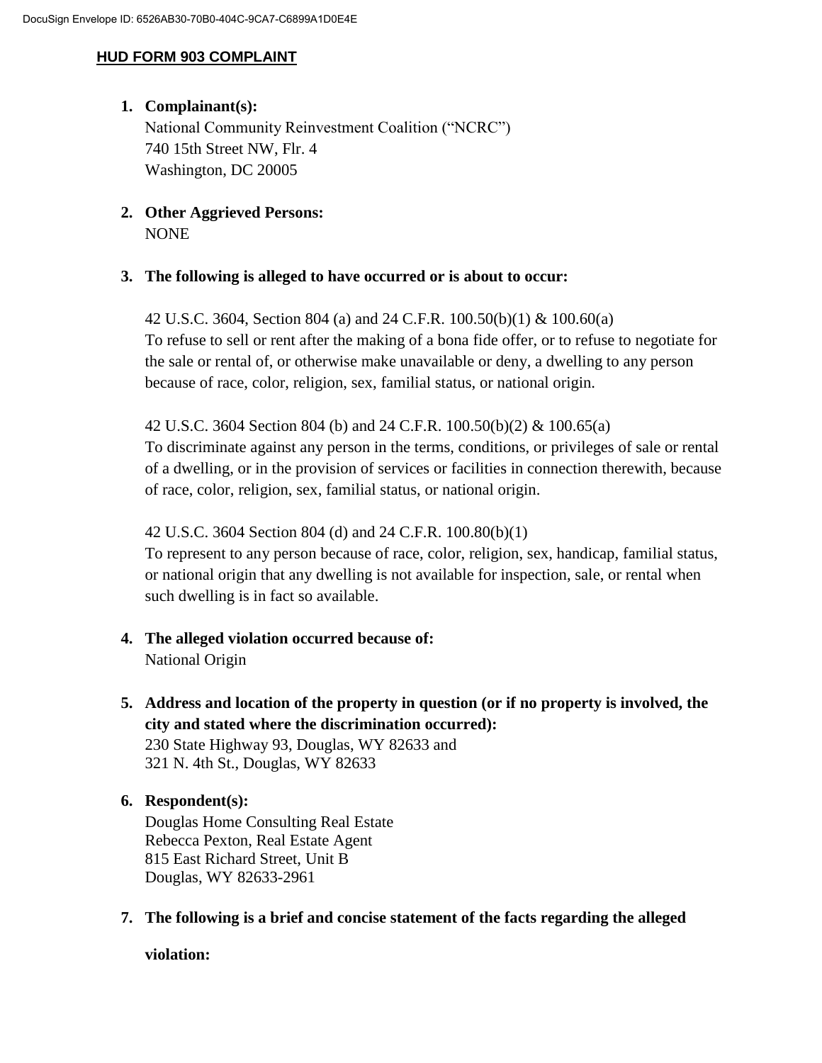## HUD FORM 903 COMPLAINT

1. **Complainant(s):**
   National Community Reinvestment Coalition ("NCRC")
   740 15th Street NW, Flr. 4
   Washington, DC 20005

2. **Other Aggrieved Persons:**
   NONE

3. **The following is alleged to have occurred or is about to occur:**

   42 U.S.C. 3604, Section 804 (a) and 24 C.F.R. 100.50(b)(1) & 100.60(a)
   To refuse to sell or rent after the making of a bona fide offer, or to refuse to negotiate for the sale or rental of, or otherwise make unavailable or deny, a dwelling to any person because of race, color, religion, sex, familial status, or national origin.

   42 U.S.C. 3604 Section 804 (b) and 24 C.F.R. 100.50(b)(2) & 100.65(a)
   To discriminate against any person in the terms, conditions, or privileges of sale or rental of a dwelling, or in the provision of services or facilities in connection therewith, because of race, color, religion, sex, familial status, or national origin.

   42 U.S.C. 3604 Section 804 (d) and 24 C.F.R. 100.80(b)(1)
   To represent to any person because of race, color, religion, sex, handicap, familial status, or national origin that any dwelling is not available for inspection, sale, or rental when such dwelling is in fact so available.

4. **The alleged violation occurred because of:**
   National Origin

5. **Address and location of the property in question (or if no property is involved, the city and stated where the discrimination occurred):**
   230 State Highway 93, Douglas, WY 82633 and
   321 N. 4th St., Douglas, WY 82633

6. **Respondent(s):**
   Douglas Home Consulting Real Estate
   Rebecca Pexton, Real Estate Agent
   815 East Richard Street, Unit B
   Douglas, WY 82633-2961

7. **The following is a brief and concise statement of the facts regarding the alleged violation:**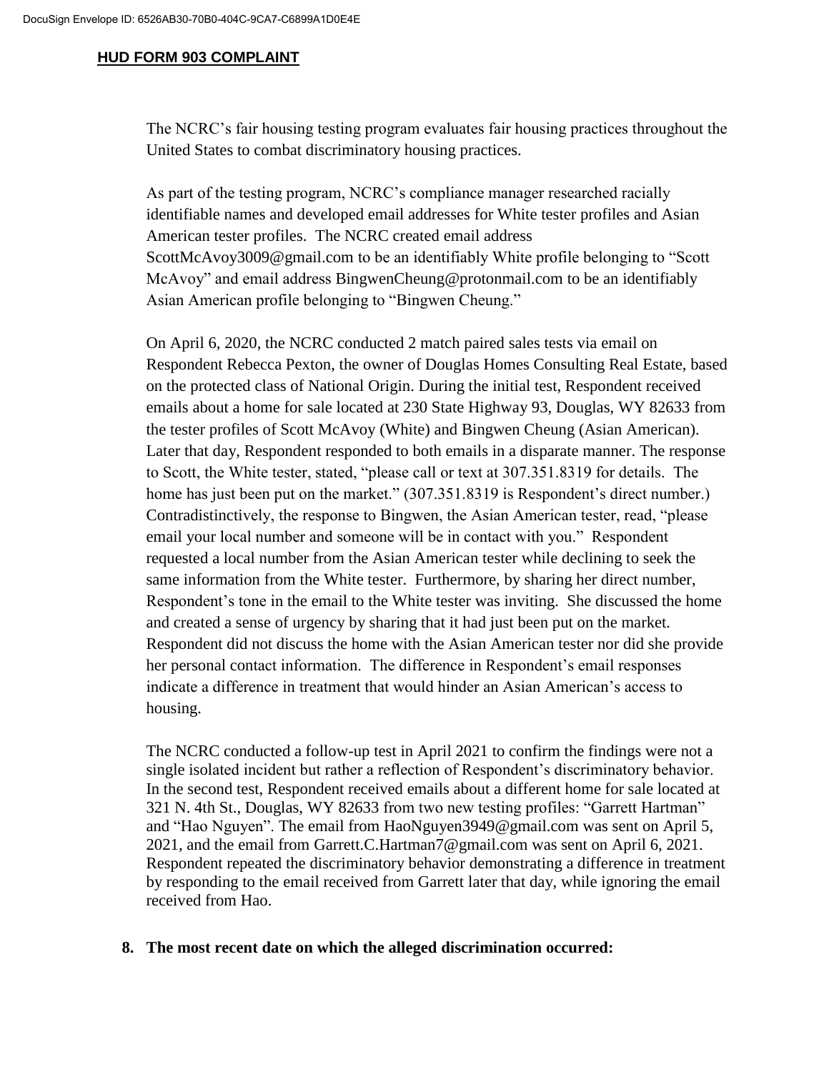**HUD FORM 903 COMPLAINT**

The NCRC's fair housing testing program evaluates fair housing practices throughout the United States to combat discriminatory housing practices.

As part of the testing program, NCRC's compliance manager researched racially identifiable names and developed email addresses for White tester profiles and Asian American tester profiles. The NCRC created email address ScottMcAvoy3009@gmail.com to be an identifiably White profile belonging to "Scott McAvoy" and email address BingwenCheung@protonmail.com to be an identifiably Asian American profile belonging to "Bingwen Cheung."

On April 6, 2020, the NCRC conducted 2 match paired sales tests via email on Respondent Rebecca Pexton, the owner of Douglas Homes Consulting Real Estate, based on the protected class of National Origin. During the initial test, Respondent received emails about a home for sale located at 230 State Highway 93, Douglas, WY 82633 from the tester profiles of Scott McAvoy (White) and Bingwen Cheung (Asian American). Later that day, Respondent responded to both emails in a disparate manner. The response to Scott, the White tester, stated, "please call or text at 307.351.8319 for details. The home has just been put on the market." (307.351.8319 is Respondent's direct number.) Contradistinctively, the response to Bingwen, the Asian American tester, read, "please email your local number and someone will be in contact with you." Respondent requested a local number from the Asian American tester while declining to seek the same information from the White tester. Furthermore, by sharing her direct number, Respondent's tone in the email to the White tester was inviting. She discussed the home and created a sense of urgency by sharing that it had just been put on the market. Respondent did not discuss the home with the Asian American tester nor did she provide her personal contact information. The difference in Respondent's email responses indicate a difference in treatment that would hinder an Asian American's access to housing.

The NCRC conducted a follow-up test in April 2021 to confirm the findings were not a single isolated incident but rather a reflection of Respondent's discriminatory behavior. In the second test, Respondent received emails about a different home for sale located at 321 N. 4th St., Douglas, WY 82633 from two new testing profiles: "Garrett Hartman" and "Hao Nguyen". The email from HaoNguyen3949@gmail.com was sent on April 5, 2021, and the email from Garrett.C.Hartman7@gmail.com was sent on April 6, 2021. Respondent repeated the discriminatory behavior demonstrating a difference in treatment by responding to the email received from Garrett later that day, while ignoring the email received from Hao.

**8. The most recent date on which the alleged discrimination occurred:**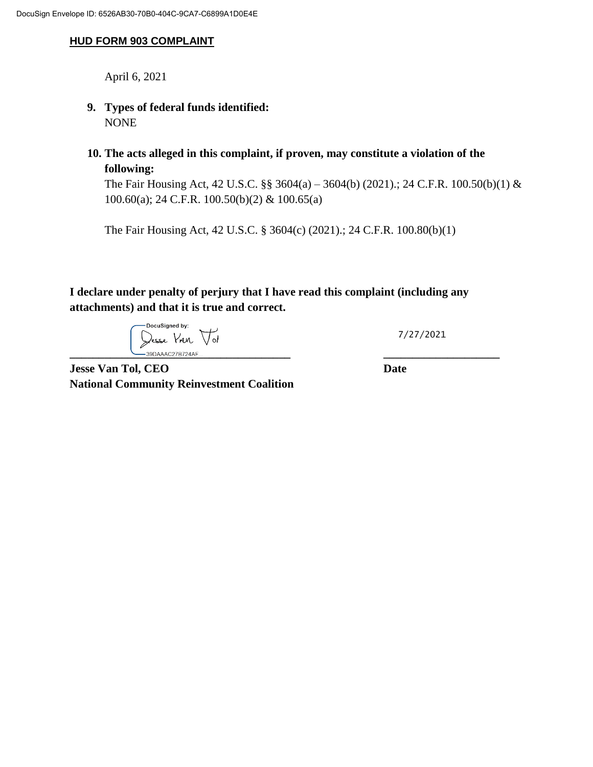**HUD FORM 903 COMPLAINT**

April 6, 2021

9. **Types of federal funds identified:**
   NONE

10. **The acts alleged in this complaint, if proven, may constitute a violation of the following:**
    The Fair Housing Act, 42 U.S.C. §§ 3604(a) – 3604(b) (2021).; 24 C.F.R. 100.50(b)(1) & 100.60(a); 24 C.F.R. 100.50(b)(2) & 100.65(a)

    The Fair Housing Act, 42 U.S.C. § 3604(c) (2021).; 24 C.F.R. 100.80(b)(1)

**I declare under penalty of perjury that I have read this complaint (including any attachments) and that it is true and correct.**

DocuSigned by:
Jesse Van Tol
39DAAAC27B724AF...

7/27/2021

**Jesse Van Tol, CEO** | **Date**
**National Community Reinvestment Coalition**